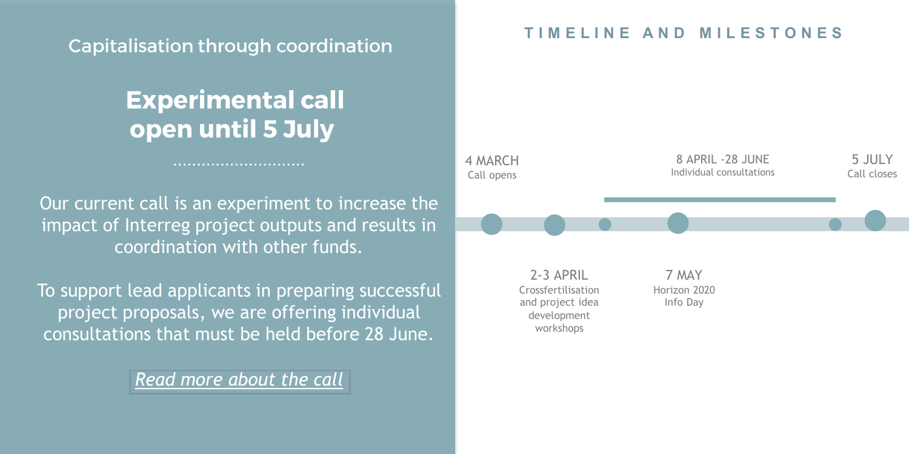Capitalisation through coordination

# Experimental call open until 5 July

Our current call is an experiment to increase the impact of Interreg project outputs and results in coordination with other funds.

To support lead applicants in preparing successful project proposals, we are offering individual consultations that must be held before 28 June.

*Read more about the call*

## TIMELINE AND MILESTONES

- **4 MARCH** – Call opens
- **2-3 APRIL** – Crossfertilisation and project idea development workshops
- **8 APRIL - 28 JUNE** – Individual consultations
- **7 MAY** – Horizon 2020 Info Day
- **5 JULY** – Call closes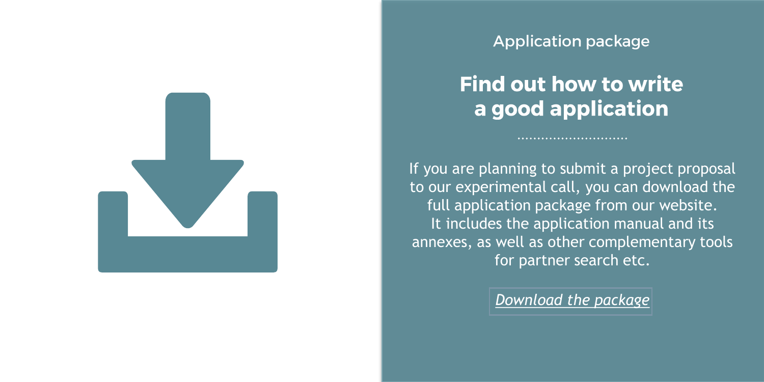Application package

## Find out how to write a good application

If you are planning to submit a project proposal to our experimental call, you can download the full application package from our website. It includes the application manual and its annexes, as well as other complementary tools for partner search etc.

*Download the package*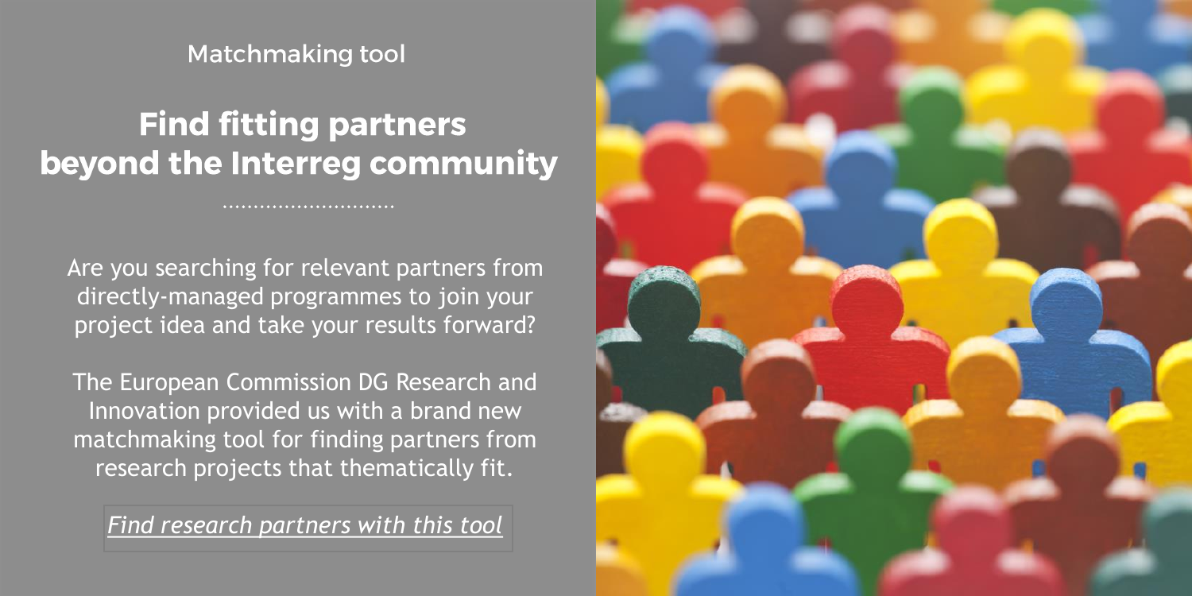Matchmaking tool

## Find fitting partners beyond the Interreg community

Are you searching for relevant partners from directly-managed programmes to join your project idea and take your results forward?

The European Commission DG Research and Innovation provided us with a brand new matchmaking tool for finding partners from research projects that thematically fit.

*Find research partners with this tool*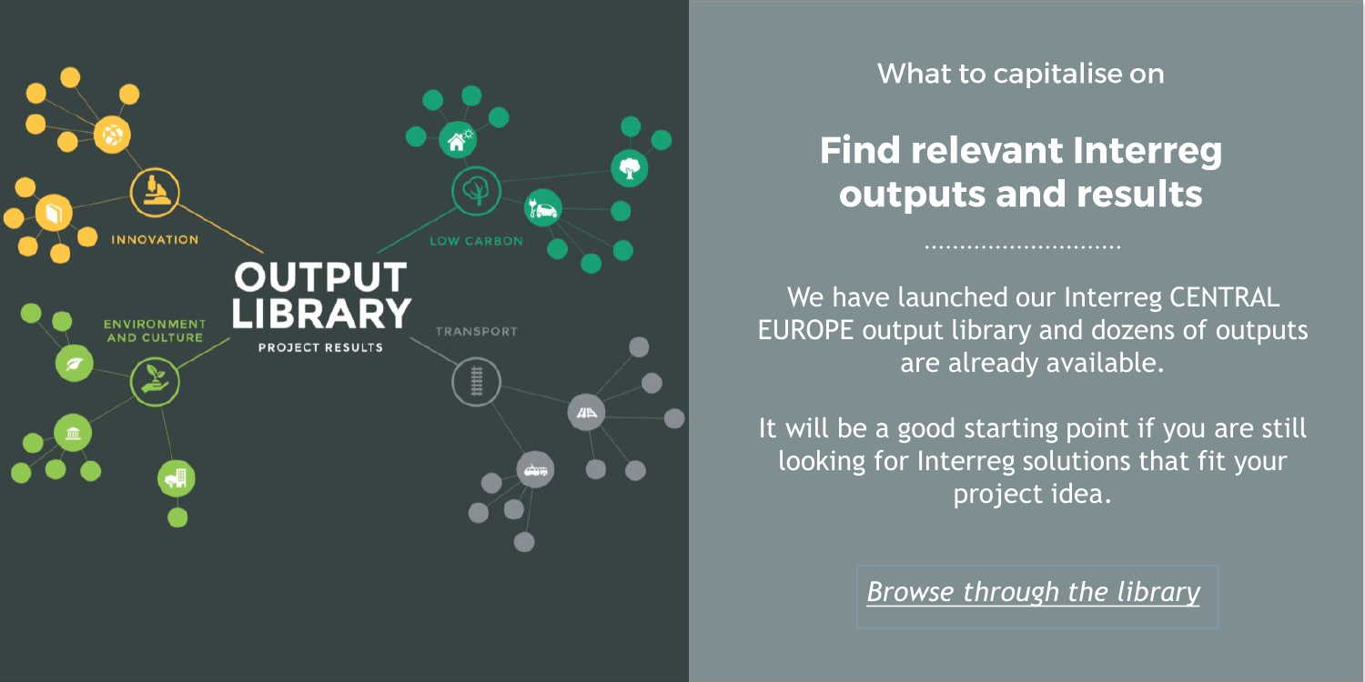OUTPUT LIBRARY

PROJECT RESULTS

INNOVATION

LOW CARBON

ENVIRONMENT AND CULTURE

TRANSPORT

What to capitalise on

## Find relevant Interreg outputs and results

............................

We have launched our Interreg CENTRAL EUROPE output library and dozens of outputs are already available.

It will be a good starting point if you are still looking for Interreg solutions that fit your project idea.

*Browse through the library*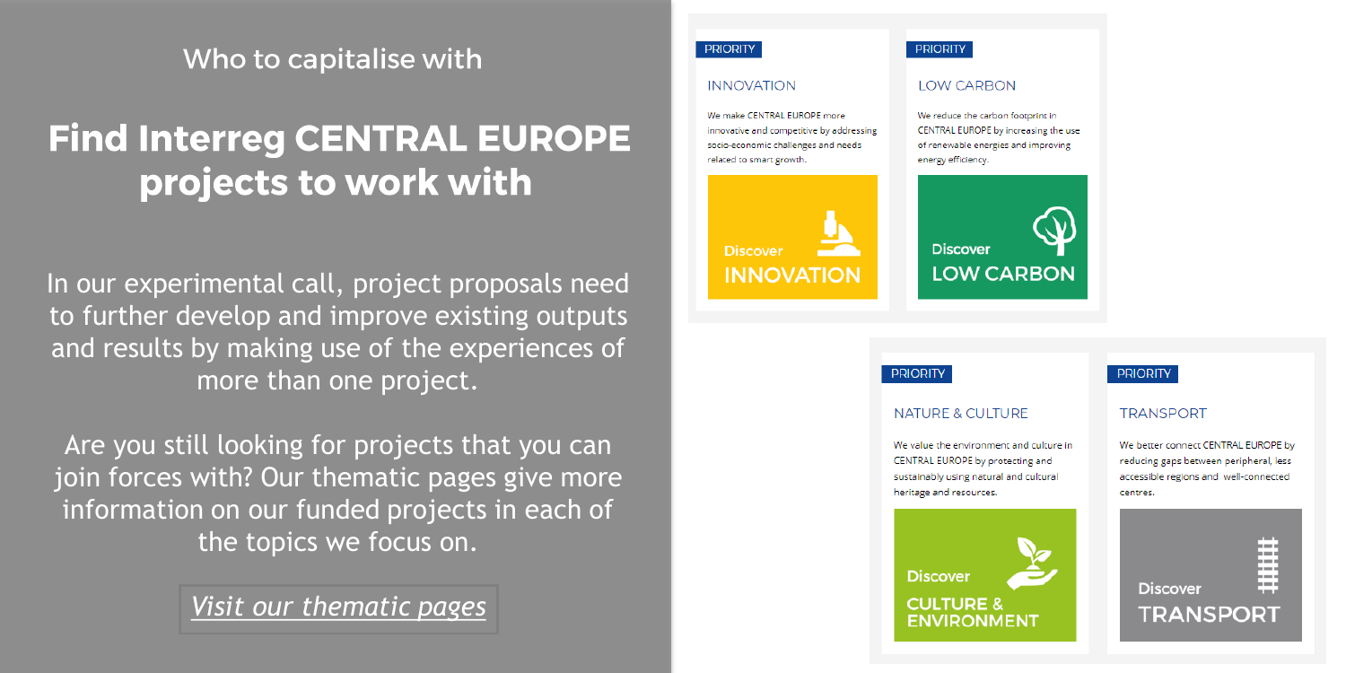Who to capitalise with

# Find Interreg CENTRAL EUROPE projects to work with

In our experimental call, project proposals need to further develop and improve existing outputs and results by making use of the experiences of more than one project.

Are you still looking for projects that you can join forces with? Our thematic pages give more information on our funded projects in each of the topics we focus on.

*Visit our thematic pages*

PRIORITY

### INNOVATION

We make CENTRAL EUROPE more innovative and competitive by addressing socio-economic challenges and needs related to smart growth.

Discover **INNOVATION**

PRIORITY

### LOW CARBON

We reduce the carbon footprint in CENTRAL EUROPE by increasing the use of renewable energies and improving energy efficiency.

Discover **LOW CARBON**

PRIORITY

### NATURE & CULTURE

We value the environment and culture in CENTRAL EUROPE by protecting and sustainably using natural and cultural heritage and resources.

Discover **CULTURE & ENVIRONMENT**

PRIORITY

### TRANSPORT

We better connect CENTRAL EUROPE by reducing gaps between peripheral, less accessible regions and well-connected centres.

Discover **TRANSPORT**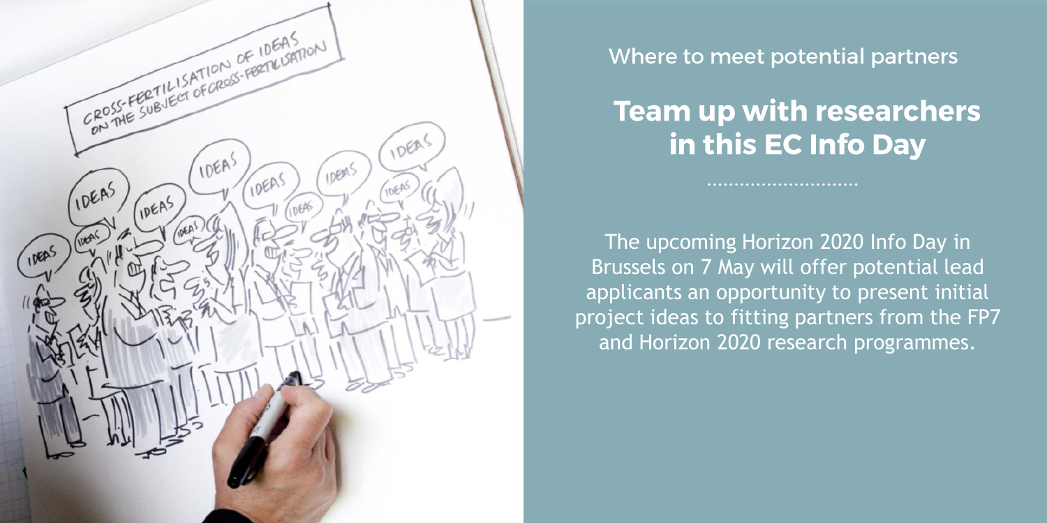Where to meet potential partners

## Team up with researchers in this EC Info Day

The upcoming Horizon 2020 Info Day in Brussels on 7 May will offer potential lead applicants an opportunity to present initial project ideas to fitting partners from the FP7 and Horizon 2020 research programmes.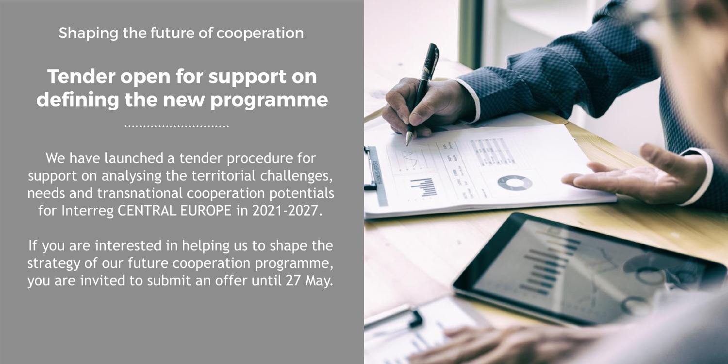Shaping the future of cooperation

## Tender open for support on defining the new programme

We have launched a tender procedure for support on analysing the territorial challenges, needs and transnational cooperation potentials for Interreg CENTRAL EUROPE in 2021-2027.

If you are interested in helping us to shape the strategy of our future cooperation programme, you are invited to submit an offer until 27 May.